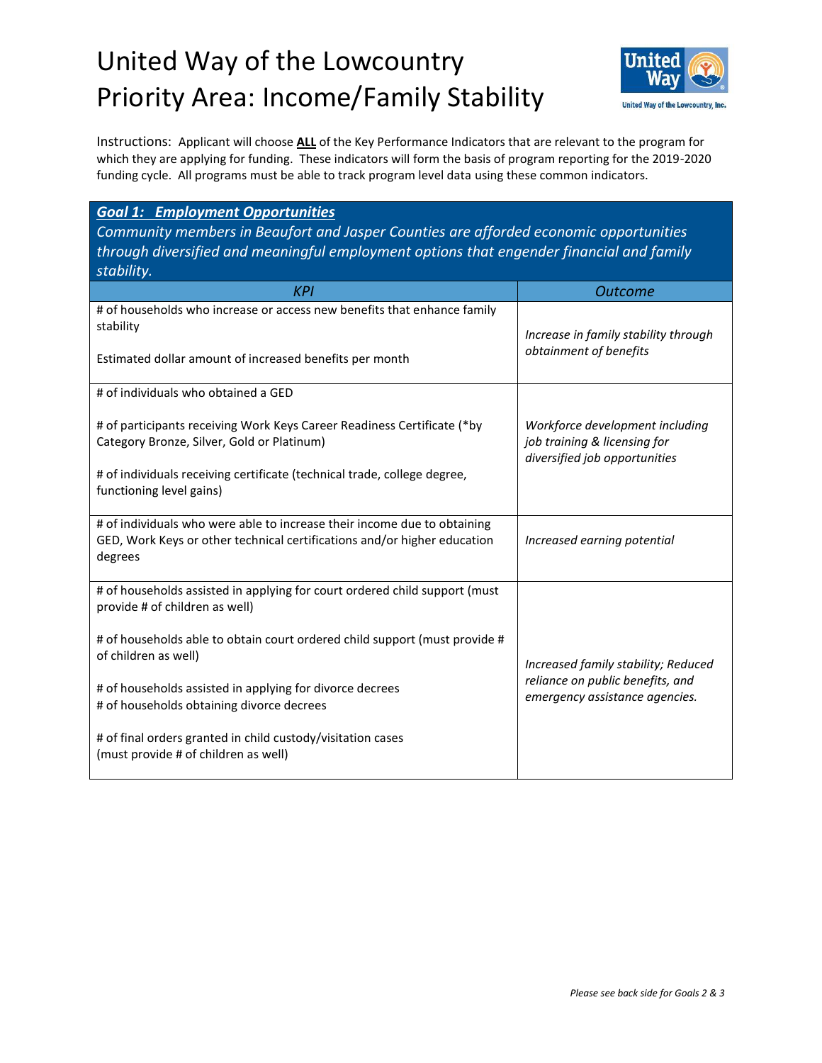# United Way of the Lowcountry
# Priority Area: Income/Family Stability

Instructions: Applicant will choose **ALL** of the Key Performance Indicators that are relevant to the program for which they are applying for funding. These indicators will form the basis of program reporting for the 2019-2020 funding cycle. All programs must be able to track program level data using these common indicators.

***Goal 1: Employment Opportunities***

*Community members in Beaufort and Jasper Counties are afforded economic opportunities through diversified and meaningful employment options that engender financial and family stability.*

| *KPI* | *Outcome* |
| --- | --- |
| # of households who increase or access new benefits that enhance family stability<br><br>Estimated dollar amount of increased benefits per month | *Increase in family stability through obtainment of benefits* |
| # of individuals who obtained a GED<br><br># of participants receiving Work Keys Career Readiness Certificate (*by Category Bronze, Silver, Gold or Platinum)<br><br># of individuals receiving certificate (technical trade, college degree, functioning level gains) | *Workforce development including job training & licensing for diversified job opportunities* |
| # of individuals who were able to increase their income due to obtaining GED, Work Keys or other technical certifications and/or higher education degrees | *Increased earning potential* |
| # of households assisted in applying for court ordered child support (must provide # of children as well)<br><br># of households able to obtain court ordered child support (must provide # of children as well)<br><br># of households assisted in applying for divorce decrees<br># of households obtaining divorce decrees<br><br># of final orders granted in child custody/visitation cases (must provide # of children as well) | *Increased family stability; Reduced reliance on public benefits, and emergency assistance agencies.* |

*Please see back side for Goals 2 & 3*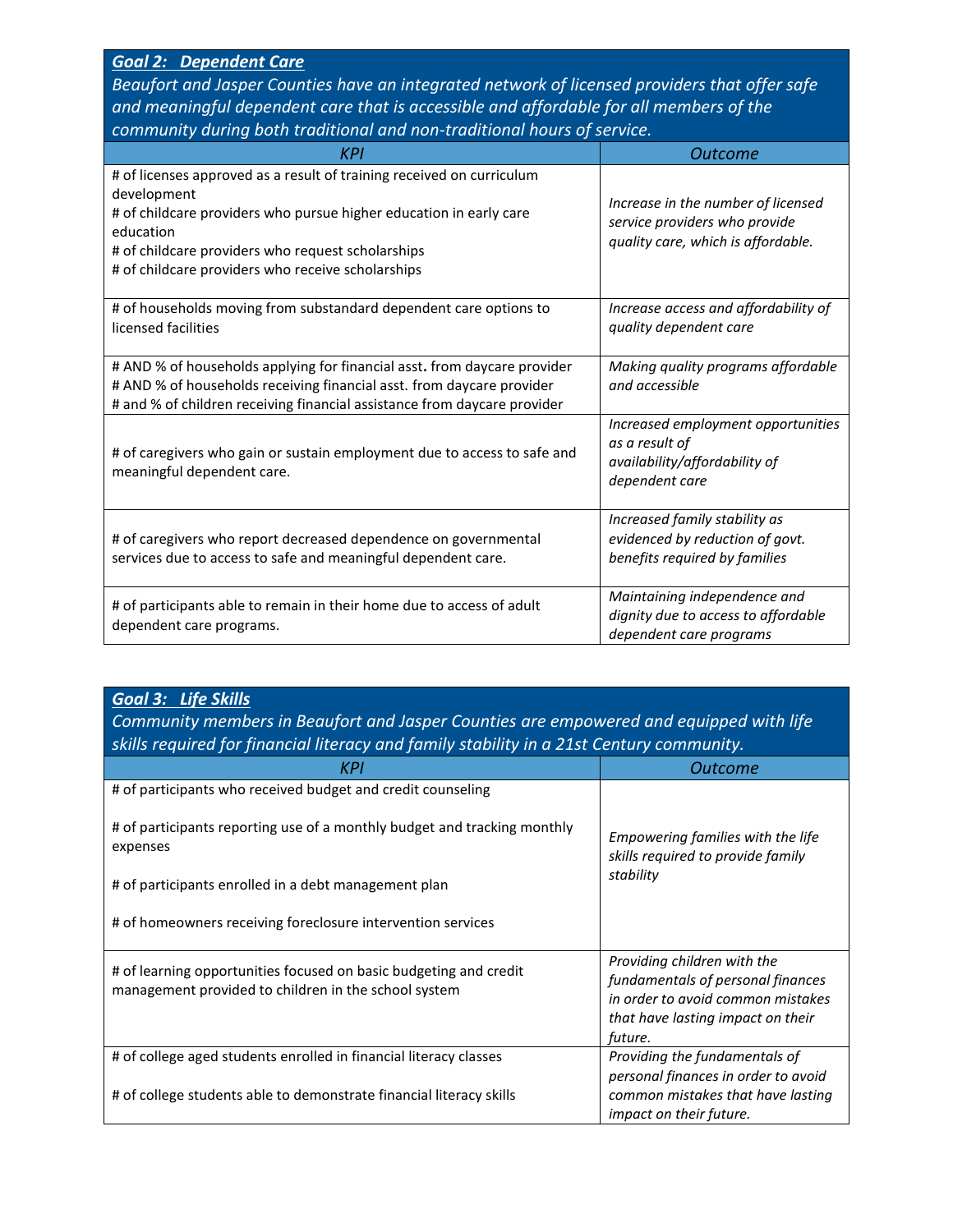| ***Goal 2: Dependent Care*** *Beaufort and Jasper Counties have an integrated network of licensed providers that offer safe and meaningful dependent care that is accessible and affordable for all members of the community during both traditional and non-traditional hours of service.* | |
|---|---|
| *KPI* | *Outcome* |
| # of licenses approved as a result of training received on curriculum development<br># of childcare providers who pursue higher education in early care education<br># of childcare providers who request scholarships<br># of childcare providers who receive scholarships | *Increase in the number of licensed service providers who provide quality care, which is affordable.* |
| # of households moving from substandard dependent care options to licensed facilities | *Increase access and affordability of quality dependent care* |
| # AND % of households applying for financial asst. from daycare provider<br># AND % of households receiving financial asst. from daycare provider<br># and % of children receiving financial assistance from daycare provider | *Making quality programs affordable and accessible* |
| # of caregivers who gain or sustain employment due to access to safe and meaningful dependent care. | *Increased employment opportunities as a result of availability/affordability of dependent care* |
| # of caregivers who report decreased dependence on governmental services due to access to safe and meaningful dependent care. | *Increased family stability as evidenced by reduction of govt. benefits required by families* |
| # of participants able to remain in their home due to access of adult dependent care programs. | *Maintaining independence and dignity due to access to affordable dependent care programs* |

| ***Goal 3: Life Skills*** *Community members in Beaufort and Jasper Counties are empowered and equipped with life skills required for financial literacy and family stability in a 21st Century community.* | |
|---|---|
| *KPI* | *Outcome* |
| # of participants who received budget and credit counseling<br><br># of participants reporting use of a monthly budget and tracking monthly expenses<br><br># of participants enrolled in a debt management plan<br><br># of homeowners receiving foreclosure intervention services | *Empowering families with the life skills required to provide family stability* |
| # of learning opportunities focused on basic budgeting and credit management provided to children in the school system | *Providing children with the fundamentals of personal finances in order to avoid common mistakes that have lasting impact on their future.* |
| # of college aged students enrolled in financial literacy classes<br><br># of college students able to demonstrate financial literacy skills | *Providing the fundamentals of personal finances in order to avoid common mistakes that have lasting impact on their future.* |